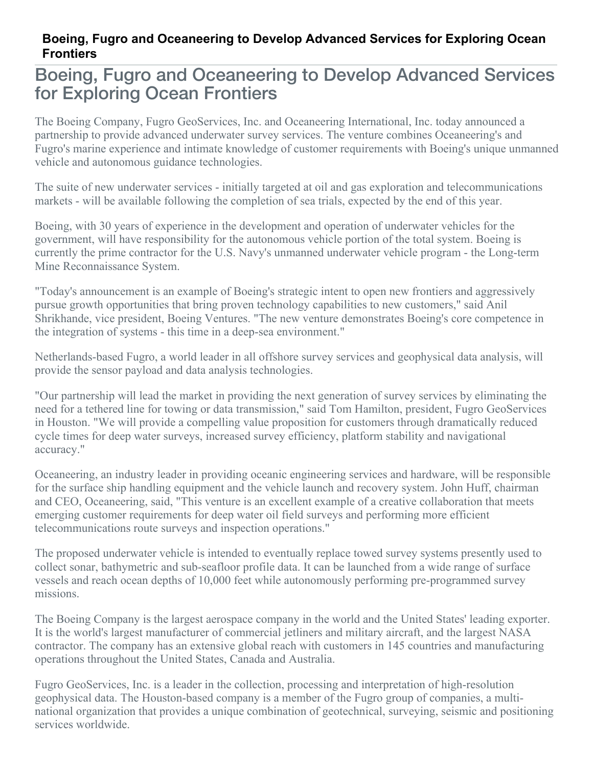# Boeing, Fugro and Oceaneering to Develop Advanced Services for Exploring Ocean Frontiers

## Boeing, Fugro and Oceaneering to Develop Advanced Services for Exploring Ocean Frontiers

The Boeing Company, Fugro GeoServices, Inc. and Oceaneering International, Inc. today announced a partnership to provide advanced underwater survey services. The venture combines Oceaneering's and Fugro's marine experience and intimate knowledge of customer requirements with Boeing's unique unmanned vehicle and autonomous guidance technologies.

The suite of new underwater services - initially targeted at oil and gas exploration and telecommunications markets - will be available following the completion of sea trials, expected by the end of this year.

Boeing, with 30 years of experience in the development and operation of underwater vehicles for the government, will have responsibility for the autonomous vehicle portion of the total system. Boeing is currently the prime contractor for the U.S. Navy's unmanned underwater vehicle program - the Long-term Mine Reconnaissance System.

"Today's announcement is an example of Boeing's strategic intent to open new frontiers and aggressively pursue growth opportunities that bring proven technology capabilities to new customers," said Anil Shrikhande, vice president, Boeing Ventures. "The new venture demonstrates Boeing's core competence in the integration of systems - this time in a deep-sea environment."

Netherlands-based Fugro, a world leader in all offshore survey services and geophysical data analysis, will provide the sensor payload and data analysis technologies.

"Our partnership will lead the market in providing the next generation of survey services by eliminating the need for a tethered line for towing or data transmission," said Tom Hamilton, president, Fugro GeoServices in Houston. "We will provide a compelling value proposition for customers through dramatically reduced cycle times for deep water surveys, increased survey efficiency, platform stability and navigational accuracy."

Oceaneering, an industry leader in providing oceanic engineering services and hardware, will be responsible for the surface ship handling equipment and the vehicle launch and recovery system. John Huff, chairman and CEO, Oceaneering, said, "This venture is an excellent example of a creative collaboration that meets emerging customer requirements for deep water oil field surveys and performing more efficient telecommunications route surveys and inspection operations."

The proposed underwater vehicle is intended to eventually replace towed survey systems presently used to collect sonar, bathymetric and sub-seafloor profile data. It can be launched from a wide range of surface vessels and reach ocean depths of 10,000 feet while autonomously performing pre-programmed survey missions.

The Boeing Company is the largest aerospace company in the world and the United States' leading exporter. It is the world's largest manufacturer of commercial jetliners and military aircraft, and the largest NASA contractor. The company has an extensive global reach with customers in 145 countries and manufacturing operations throughout the United States, Canada and Australia.

Fugro GeoServices, Inc. is a leader in the collection, processing and interpretation of high-resolution geophysical data. The Houston-based company is a member of the Fugro group of companies, a multi-national organization that provides a unique combination of geotechnical, surveying, seismic and positioning services worldwide.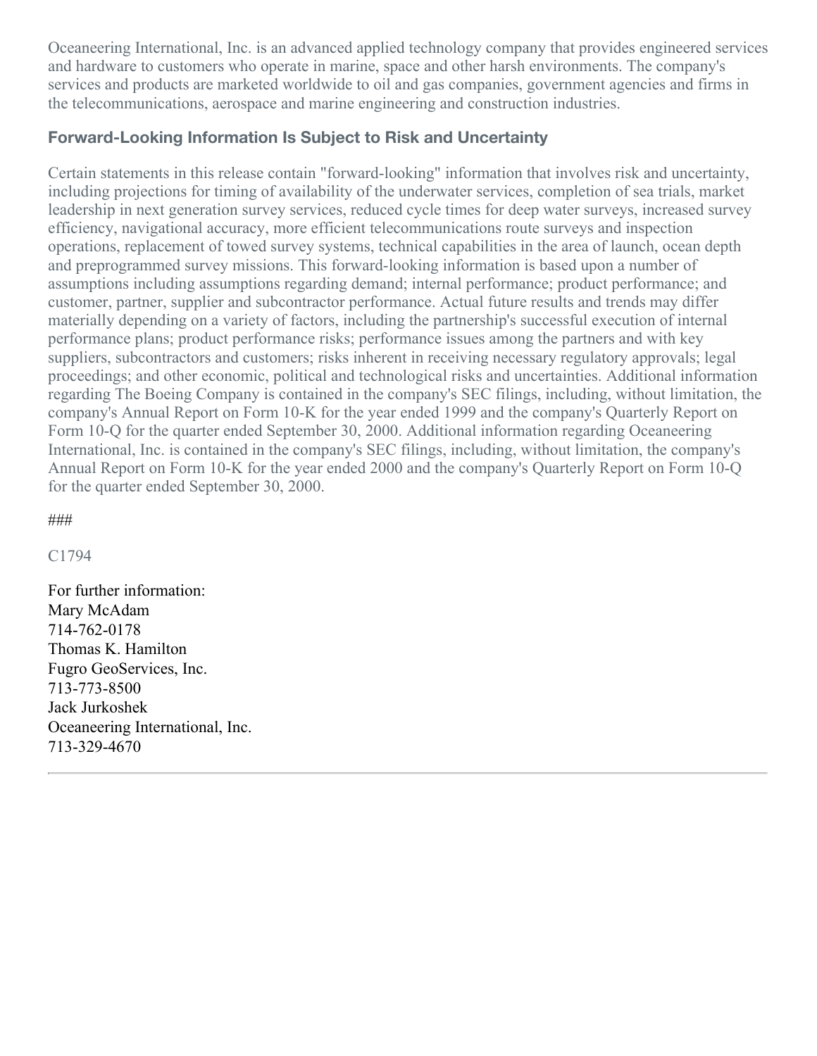Oceaneering International, Inc. is an advanced applied technology company that provides engineered services and hardware to customers who operate in marine, space and other harsh environments. The company's services and products are marketed worldwide to oil and gas companies, government agencies and firms in the telecommunications, aerospace and marine engineering and construction industries.

## Forward-Looking Information Is Subject to Risk and Uncertainty

Certain statements in this release contain "forward-looking" information that involves risk and uncertainty, including projections for timing of availability of the underwater services, completion of sea trials, market leadership in next generation survey services, reduced cycle times for deep water surveys, increased survey efficiency, navigational accuracy, more efficient telecommunications route surveys and inspection operations, replacement of towed survey systems, technical capabilities in the area of launch, ocean depth and preprogrammed survey missions. This forward-looking information is based upon a number of assumptions including assumptions regarding demand; internal performance; product performance; and customer, partner, supplier and subcontractor performance. Actual future results and trends may differ materially depending on a variety of factors, including the partnership's successful execution of internal performance plans; product performance risks; performance issues among the partners and with key suppliers, subcontractors and customers; risks inherent in receiving necessary regulatory approvals; legal proceedings; and other economic, political and technological risks and uncertainties. Additional information regarding The Boeing Company is contained in the company's SEC filings, including, without limitation, the company's Annual Report on Form 10-K for the year ended 1999 and the company's Quarterly Report on Form 10-Q for the quarter ended September 30, 2000. Additional information regarding Oceaneering International, Inc. is contained in the company's SEC filings, including, without limitation, the company's Annual Report on Form 10-K for the year ended 2000 and the company's Quarterly Report on Form 10-Q for the quarter ended September 30, 2000.

###

C1794

For further information:
Mary McAdam
714-762-0178
Thomas K. Hamilton
Fugro GeoServices, Inc.
713-773-8500
Jack Jurkoshek
Oceaneering International, Inc.
713-329-4670